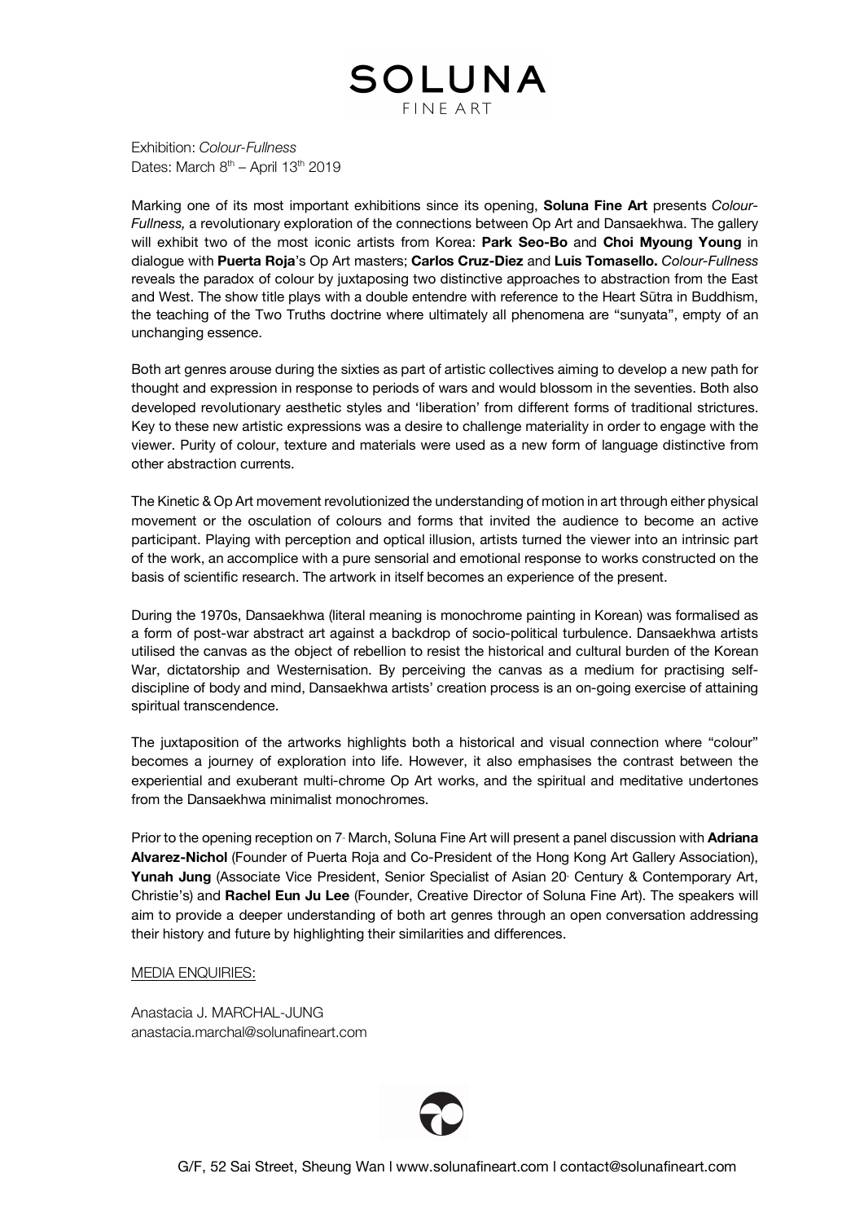# SOLUNA
FINE ART

Exhibition: *Colour-Fullness*
Dates: March 8th – April 13th 2019

Marking one of its most important exhibitions since its opening, **Soluna Fine Art** presents *Colour-Fullness,* a revolutionary exploration of the connections between Op Art and Dansaekhwa. The gallery will exhibit two of the most iconic artists from Korea: **Park Seo-Bo** and **Choi Myoung Young** in dialogue with **Puerta Roja**'s Op Art masters; **Carlos Cruz-Diez** and **Luis Tomasello.** *Colour-Fullness* reveals the paradox of colour by juxtaposing two distinctive approaches to abstraction from the East and West. The show title plays with a double entendre with reference to the Heart Sūtra in Buddhism, the teaching of the Two Truths doctrine where ultimately all phenomena are "sunyata", empty of an unchanging essence.

Both art genres arouse during the sixties as part of artistic collectives aiming to develop a new path for thought and expression in response to periods of wars and would blossom in the seventies. Both also developed revolutionary aesthetic styles and 'liberation' from different forms of traditional strictures. Key to these new artistic expressions was a desire to challenge materiality in order to engage with the viewer. Purity of colour, texture and materials were used as a new form of language distinctive from other abstraction currents.

The Kinetic & Op Art movement revolutionized the understanding of motion in art through either physical movement or the osculation of colours and forms that invited the audience to become an active participant. Playing with perception and optical illusion, artists turned the viewer into an intrinsic part of the work, an accomplice with a pure sensorial and emotional response to works constructed on the basis of scientific research. The artwork in itself becomes an experience of the present.

During the 1970s, Dansaekhwa (literal meaning is monochrome painting in Korean) was formalised as a form of post-war abstract art against a backdrop of socio-political turbulence. Dansaekhwa artists utilised the canvas as the object of rebellion to resist the historical and cultural burden of the Korean War, dictatorship and Westernisation. By perceiving the canvas as a medium for practising self-discipline of body and mind, Dansaekhwa artists' creation process is an on-going exercise of attaining spiritual transcendence.

The juxtaposition of the artworks highlights both a historical and visual connection where "colour" becomes a journey of exploration into life. However, it also emphasises the contrast between the experiential and exuberant multi-chrome Op Art works, and the spiritual and meditative undertones from the Dansaekhwa minimalist monochromes.

Prior to the opening reception on 7th March, Soluna Fine Art will present a panel discussion with **Adriana Alvarez-Nichol** (Founder of Puerta Roja and Co-President of the Hong Kong Art Gallery Association), **Yunah Jung** (Associate Vice President, Senior Specialist of Asian 20th Century & Contemporary Art, Christie's) and **Rachel Eun Ju Lee** (Founder, Creative Director of Soluna Fine Art). The speakers will aim to provide a deeper understanding of both art genres through an open conversation addressing their history and future by highlighting their similarities and differences.

MEDIA ENQUIRIES:

Anastacia J. MARCHAL-JUNG
anastacia.marchal@solunafineart.com

G/F, 52 Sai Street, Sheung Wan I www.solunafineart.com I contact@solunafineart.com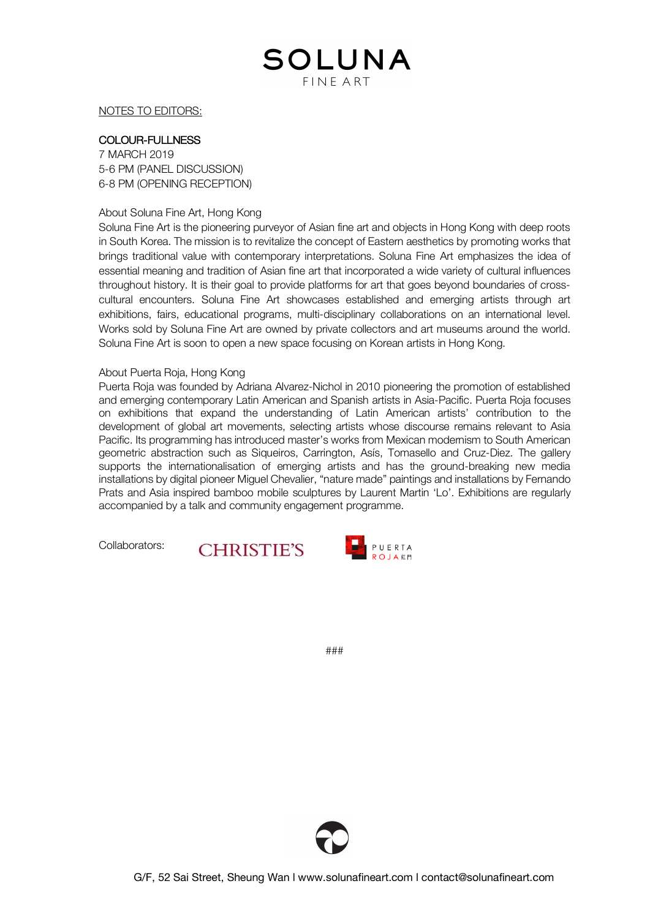# SOLUNA
FINE ART

NOTES TO EDITORS:

**COLOUR-FULLNESS**
7 MARCH 2019
5-6 PM (PANEL DISCUSSION)
6-8 PM (OPENING RECEPTION)

About Soluna Fine Art, Hong Kong

Soluna Fine Art is the pioneering purveyor of Asian fine art and objects in Hong Kong with deep roots in South Korea. The mission is to revitalize the concept of Eastern aesthetics by promoting works that brings traditional value with contemporary interpretations. Soluna Fine Art emphasizes the idea of essential meaning and tradition of Asian fine art that incorporated a wide variety of cultural influences throughout history. It is their goal to provide platforms for art that goes beyond boundaries of cross-cultural encounters. Soluna Fine Art showcases established and emerging artists through art exhibitions, fairs, educational programs, multi-disciplinary collaborations on an international level. Works sold by Soluna Fine Art are owned by private collectors and art museums around the world. Soluna Fine Art is soon to open a new space focusing on Korean artists in Hong Kong.

About Puerta Roja, Hong Kong

Puerta Roja was founded by Adriana Alvarez-Nichol in 2010 pioneering the promotion of established and emerging contemporary Latin American and Spanish artists in Asia-Pacific. Puerta Roja focuses on exhibitions that expand the understanding of Latin American artists' contribution to the development of global art movements, selecting artists whose discourse remains relevant to Asia Pacific. Its programming has introduced master's works from Mexican modernism to South American geometric abstraction such as Siqueiros, Carrington, Asís, Tomasello and Cruz-Diez. The gallery supports the internationalisation of emerging artists and has the ground-breaking new media installations by digital pioneer Miguel Chevalier, "nature made" paintings and installations by Fernando Prats and Asia inspired bamboo mobile sculptures by Laurent Martin 'Lo'. Exhibitions are regularly accompanied by a talk and community engagement programme.

Collaborators: CHRISTIE'S PUERTA ROJA 紅門

###

G/F, 52 Sai Street, Sheung Wan I www.solunafineart.com I contact@solunafineart.com